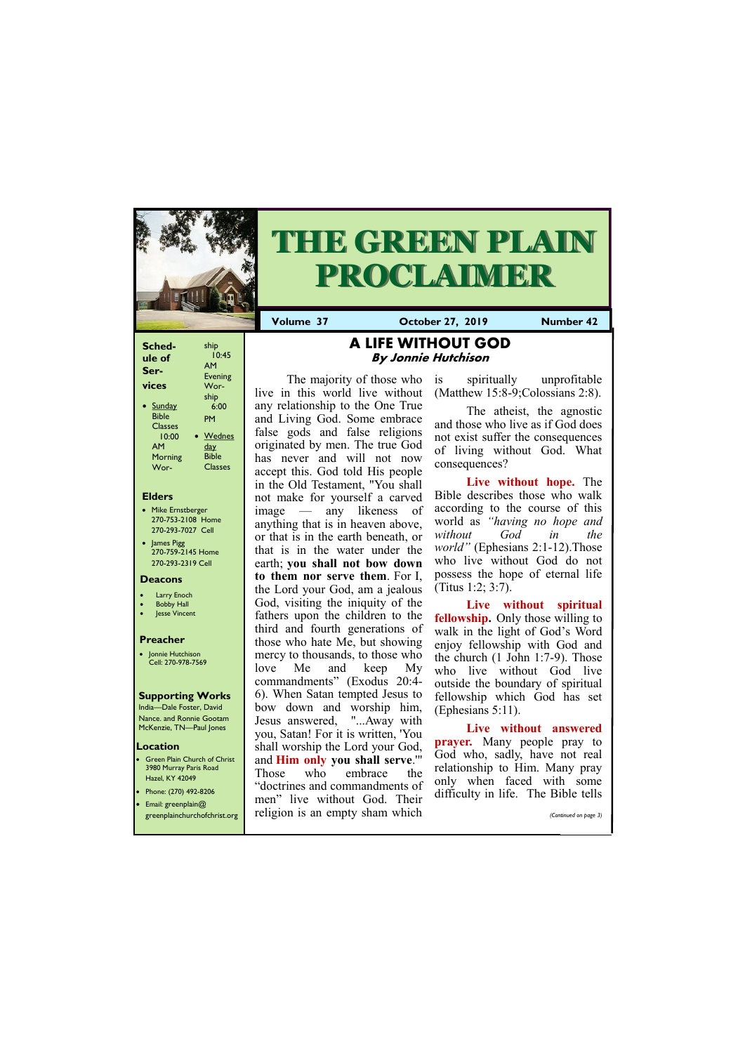# THE GREEN PLAIN PROCLAIMER

**Volume 37** | **October 27, 2019** | **Number 42**

**Schedule of Services**

- Sunday Bible Classes 10:00 AM Morning Worship 10:45 AM Evening Worship 6:00 PM
- Wednesday Bible Classes

**Elders**

- Mike Ernstberger 270-753-2108 Home 270-293-7027 Cell
- James Pigg 270-759-2145 Home 270-293-2319 Cell

**Deacons**

- Larry Enoch
- Bobby Hall
- Jesse Vincent

**Preacher**

- Jonnie Hutchison Cell: 270-978-7569

**Supporting Works**

India—Dale Foster, David Nance. and Ronnie Gootam McKenzie, TN—Paul Jones

**Location**

- Green Plain Church of Christ 3980 Murray Paris Road Hazel, KY 42049
- Phone: (270) 492-8206
- Email: greenplain@greenplainchurchofchrist.org

## A LIFE WITHOUT GOD

***By Jonnie Hutchison***

The majority of those who live in this world live without any relationship to the One True and Living God. Some embrace false gods and false religions originated by men. The true God has never and will not now accept this. God told His people in the Old Testament, "You shall not make for yourself a carved image — any likeness of anything that is in heaven above, or that is in the earth beneath, or that is in the water under the earth; **you shall not bow down to them nor serve them**. For I, the Lord your God, am a jealous God, visiting the iniquity of the fathers upon the children to the third and fourth generations of those who hate Me, but showing mercy to thousands, to those who love Me and keep My commandments" (Exodus 20:4-6). When Satan tempted Jesus to bow down and worship him, Jesus answered, "...Away with you, Satan! For it is written, 'You shall worship the Lord your God, and **Him only you shall serve**.'" Those who embrace the "doctrines and commandments of men" live without God. Their religion is an empty sham which is spiritually unprofitable (Matthew 15:8-9;Colossians 2:8).

The atheist, the agnostic and those who live as if God does not exist suffer the consequences of living without God. What consequences?

**Live without hope.** The Bible describes those who walk according to the course of this world as *"having no hope and without God in the world"* (Ephesians 2:1-12).Those who live without God do not possess the hope of eternal life (Titus 1:2; 3:7).

**Live without spiritual fellowship.** Only those willing to walk in the light of God's Word enjoy fellowship with God and the church (1 John 1:7-9). Those who live without God live outside the boundary of spiritual fellowship which God has set (Ephesians 5:11).

**Live without answered prayer.** Many people pray to God who, sadly, have not real relationship to Him. Many pray only when faced with some difficulty in life. The Bible tells

*(Continued on page 3)*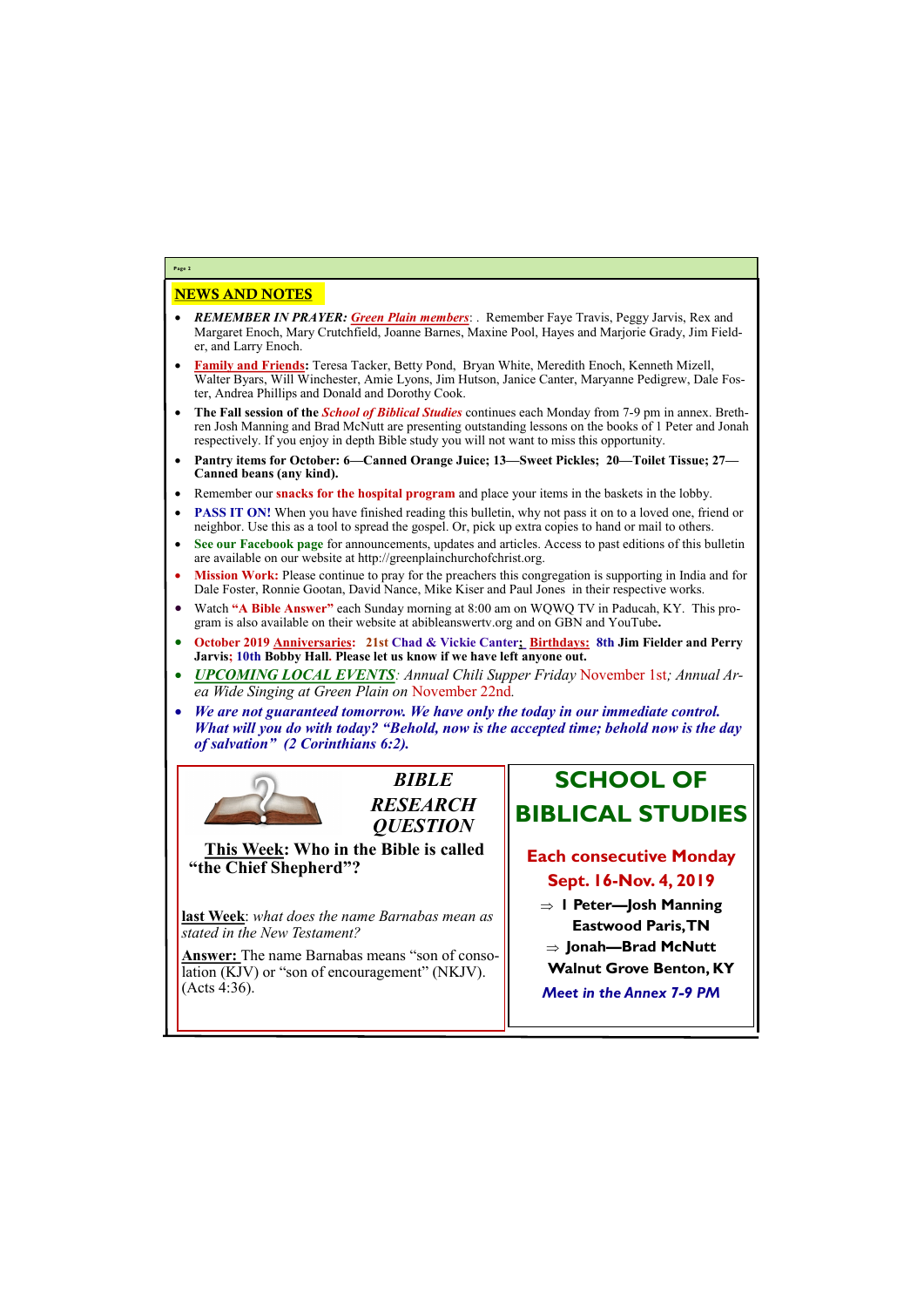## NEWS AND NOTES

- ***REMEMBER IN PRAYER:*** ***Green Plain members***: . Remember Faye Travis, Peggy Jarvis, Rex and Margaret Enoch, Mary Crutchfield, Joanne Barnes, Maxine Pool, Hayes and Marjorie Grady, Jim Fielder, and Larry Enoch.
- **Family and Friends:** Teresa Tacker, Betty Pond, Bryan White, Meredith Enoch, Kenneth Mizell, Walter Byars, Will Winchester, Amie Lyons, Jim Hutson, Janice Canter, Maryanne Pedigrew, Dale Foster, Andrea Phillips and Donald and Dorothy Cook.
- **The Fall session of the** ***School of Biblical Studies*** continues each Monday from 7-9 pm in annex. Brethren Josh Manning and Brad McNutt are presenting outstanding lessons on the books of 1 Peter and Jonah respectively. If you enjoy in depth Bible study you will not want to miss this opportunity.
- **Pantry items for October: 6—Canned Orange Juice; 13—Sweet Pickles; 20—Toilet Tissue; 27—Canned beans (any kind).**
- Remember our **snacks for the hospital program** and place your items in the baskets in the lobby.
- **PASS IT ON!** When you have finished reading this bulletin, why not pass it on to a loved one, friend or neighbor. Use this as a tool to spread the gospel. Or, pick up extra copies to hand or mail to others.
- **See our Facebook page** for announcements, updates and articles. Access to past editions of this bulletin are available on our website at http://greenplainchurchofchrist.org.
- **Mission Work:** Please continue to pray for the preachers this congregation is supporting in India and for Dale Foster, Ronnie Gootan, David Nance, Mike Kiser and Paul Jones in their respective works.
- Watch **"A Bible Answer"** each Sunday morning at 8:00 am on WQWQ TV in Paducah, KY. This program is also available on their website at abibleanswertv.org and on GBN and YouTube**.**
- **October 2019 Anniversaries: 21st Chad & Vickie Canter; Birthdays: 8th Jim Fielder and Perry Jarvis; 10th Bobby Hall. Please let us know if we have left anyone out.**
- ***UPCOMING LOCAL EVENTS****: Annual Chili Supper Friday* November 1st*; Annual Area Wide Singing at Green Plain on* November 22nd*.*
- ***We are not guaranteed tomorrow. We have only the today in our immediate control. What will you do with today? "Behold, now is the accepted time; behold now is the day of salvation" (2 Corinthians 6:2).***

### *BIBLE RESEARCH QUESTION*

**This Week: Who in the Bible is called "the Chief Shepherd"?**

**last Week**: *what does the name Barnabas mean as stated in the New Testament?*

**Answer:** The name Barnabas means "son of consolation (KJV) or "son of encouragement" (NKJV). (Acts 4:36).

### SCHOOL OF BIBLICAL STUDIES

**Each consecutive Monday**
**Sept. 16-Nov. 4, 2019**

- ⇒ **I Peter—Josh Manning**
  **Eastwood Paris, TN**
- ⇒ **Jonah—Brad McNutt**
  **Walnut Grove Benton, KY**

***Meet in the Annex 7-9 PM***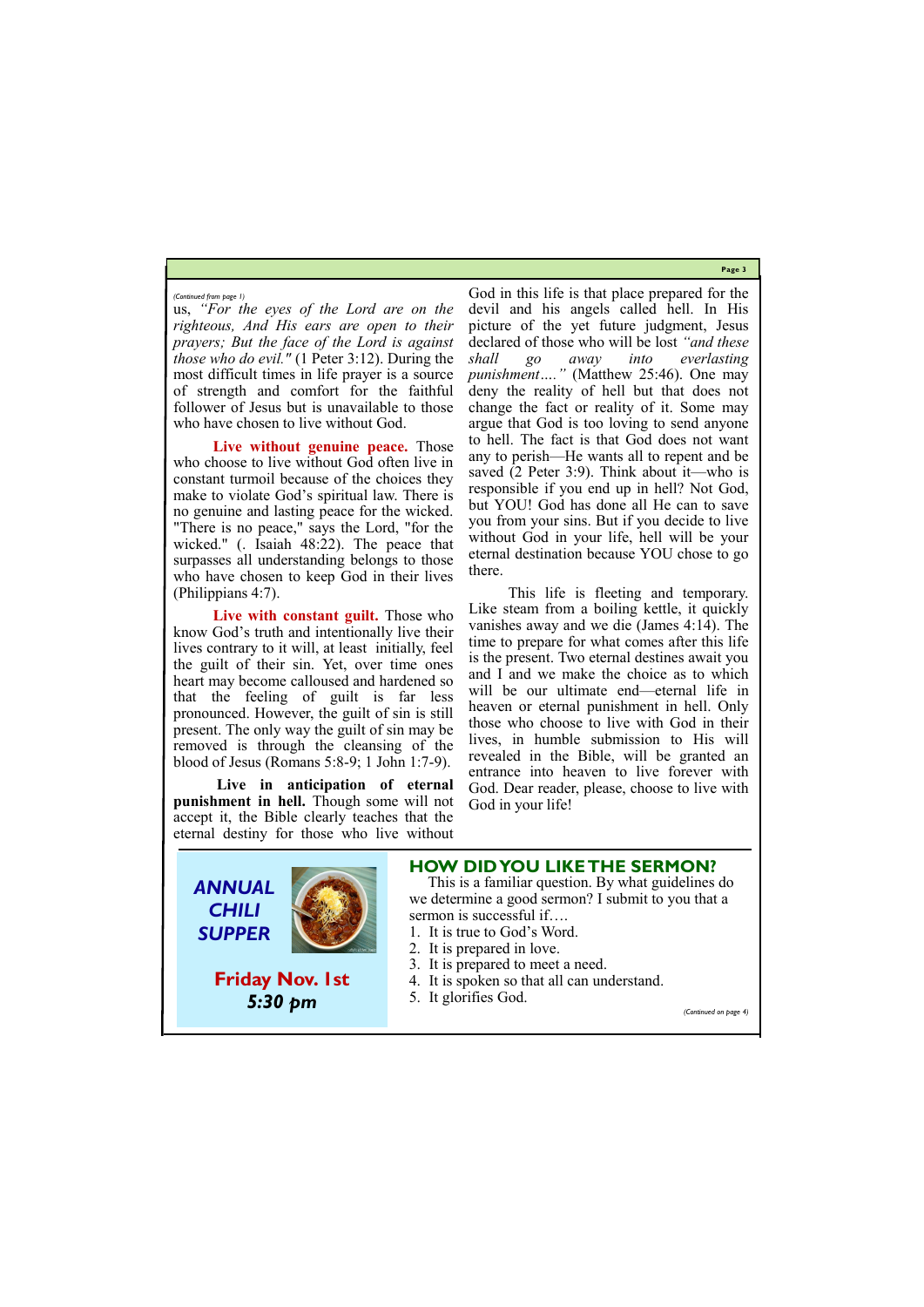*(Continued from page 1)*

us, *"For the eyes of the Lord are on the righteous, And His ears are open to their prayers; But the face of the Lord is against those who do evil."* (1 Peter 3:12). During the most difficult times in life prayer is a source of strength and comfort for the faithful follower of Jesus but is unavailable to those who have chosen to live without God.

**Live without genuine peace.** Those who choose to live without God often live in constant turmoil because of the choices they make to violate God's spiritual law. There is no genuine and lasting peace for the wicked. "There is no peace," says the Lord, "for the wicked." (. Isaiah 48:22). The peace that surpasses all understanding belongs to those who have chosen to keep God in their lives (Philippians 4:7).

**Live with constant guilt.** Those who know God's truth and intentionally live their lives contrary to it will, at least initially, feel the guilt of their sin. Yet, over time ones heart may become calloused and hardened so that the feeling of guilt is far less pronounced. However, the guilt of sin is still present. The only way the guilt of sin may be removed is through the cleansing of the blood of Jesus (Romans 5:8-9; 1 John 1:7-9).

**Live in anticipation of eternal punishment in hell.** Though some will not accept it, the Bible clearly teaches that the eternal destiny for those who live without God in this life is that place prepared for the devil and his angels called hell. In His picture of the yet future judgment, Jesus declared of those who will be lost *"and these shall go away into everlasting punishment…."* (Matthew 25:46). One may deny the reality of hell but that does not change the fact or reality of it. Some may argue that God is too loving to send anyone to hell. The fact is that God does not want any to perish—He wants all to repent and be saved (2 Peter 3:9). Think about it—who is responsible if you end up in hell? Not God, but YOU! God has done all He can to save you from your sins. But if you decide to live without God in your life, hell will be your eternal destination because YOU chose to go there.

This life is fleeting and temporary. Like steam from a boiling kettle, it quickly vanishes away and we die (James 4:14). The time to prepare for what comes after this life is the present. Two eternal destines await you and I and we make the choice as to which will be our ultimate end—eternal life in heaven or eternal punishment in hell. Only those who choose to live with God in their lives, in humble submission to His will revealed in the Bible, will be granted an entrance into heaven to live forever with God. Dear reader, please, choose to live with God in your life!

***ANNUAL CHILI SUPPER***

**Friday Nov. 1st**

***5:30 pm***

## HOW DID YOU LIKE THE SERMON?

This is a familiar question. By what guidelines do we determine a good sermon? I submit to you that a sermon is successful if….

1. It is true to God's Word.
2. It is prepared in love.
3. It is prepared to meet a need.
4. It is spoken so that all can understand.
5. It glorifies God.

*(Continued on page 4)*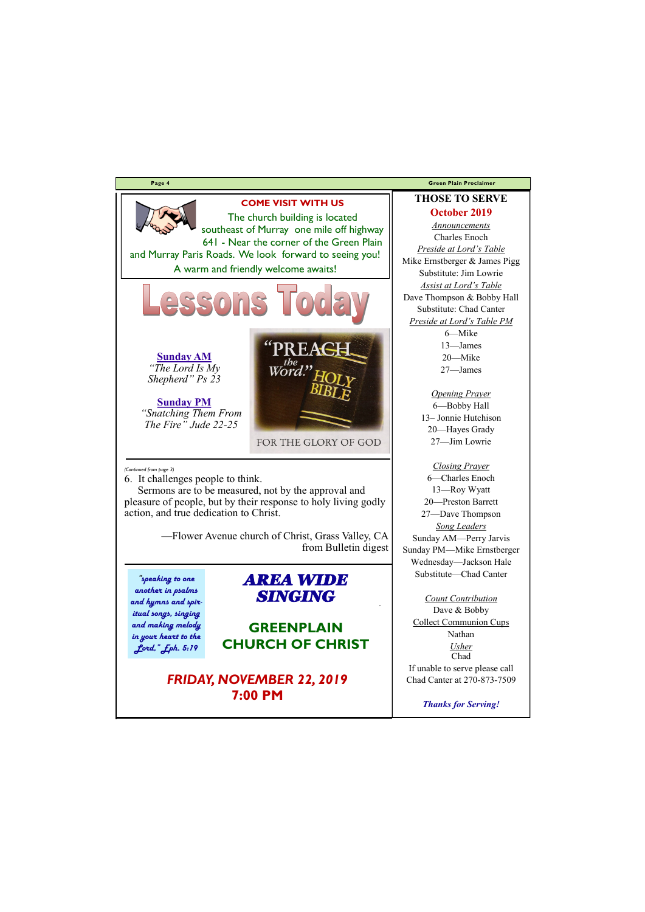## COME VISIT WITH US

The church building is located southeast of Murray one mile off highway 641 - Near the corner of the Green Plain and Murray Paris Roads. We look forward to seeing you! A warm and friendly welcome awaits!

# Lessons Today

**Sunday AM**
*"The Lord Is My Shepherd" Ps 23*

**Sunday PM**
*"Snatching Them From The Fire" Jude 22-25*

"PREACH the Word." HOLY BIBLE

FOR THE GLORY OF GOD

*(Continued from page 3)*

6. It challenges people to think.

Sermons are to be measured, not by the approval and pleasure of people, but by their response to holy living godly action, and true dedication to Christ.

—Flower Avenue church of Christ, Grass Valley, CA
from Bulletin digest

*"speaking to one another in psalms and hymns and spiritual songs, singing and making melody in your heart to the Lord," Eph. 5:19*

## *AREA WIDE SINGING*

## GREENPLAIN CHURCH OF CHRIST

### *FRIDAY, NOVEMBER 22, 2019*
### 7:00 PM

## THOSE TO SERVE
### October 2019

*Announcements*
Charles Enoch

*Preside at Lord's Table*
Mike Ernstberger & James Pigg
Substitute: Jim Lowrie

*Assist at Lord's Table*
Dave Thompson & Bobby Hall
Substitute: Chad Canter

*Preside at Lord's Table PM*
6—Mike
13—James
20—Mike
27—James

*Opening Prayer*
6—Bobby Hall
13– Jonnie Hutchison
20—Hayes Grady
27—Jim Lowrie

*Closing Prayer*
6—Charles Enoch
13—Roy Wyatt
20—Preston Barrett
27—Dave Thompson

*Song Leaders*
Sunday AM—Perry Jarvis
Sunday PM—Mike Ernstberger
Wednesday—Jackson Hale
Substitute—Chad Canter

*Count Contribution*
Dave & Bobby

Collect Communion Cups
Nathan

*Usher*
Chad

If unable to serve please call Chad Canter at 270-873-7509

***Thanks for Serving!***